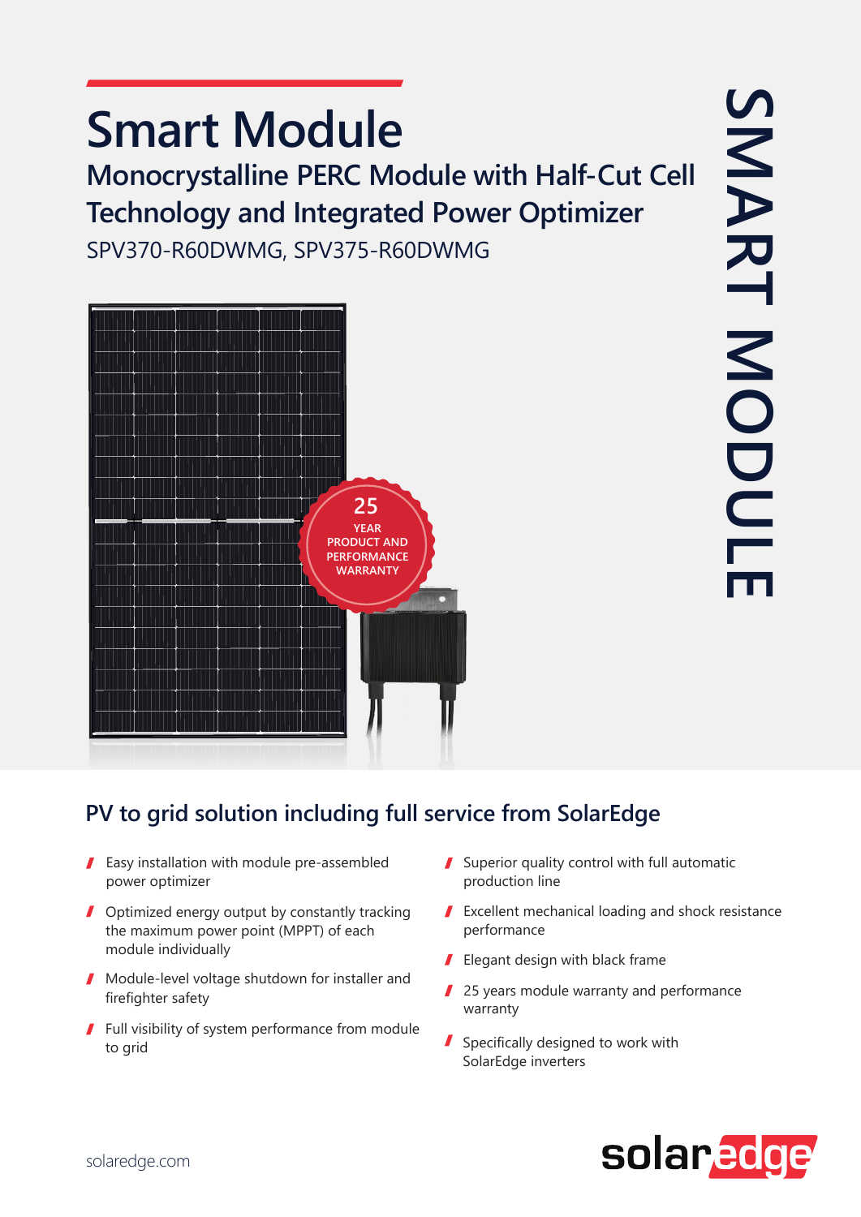# Smart Module

## Monocrystalline PERC Module with Half-Cut Cell Technology and Integrated Power Optimizer

SPV370-R60DWMG, SPV375-R60DWMG

SMART MODULE

25 YEAR PRODUCT AND PERFORMANCE WARRANTY

## PV to grid solution including full service from SolarEdge

- Easy installation with module pre-assembled power optimizer
- Optimized energy output by constantly tracking the maximum power point (MPPT) of each module individually
- Module-level voltage shutdown for installer and firefighter safety
- Full visibility of system performance from module to grid
- Superior quality control with full automatic production line
- Excellent mechanical loading and shock resistance performance
- Elegant design with black frame
- 25 years module warranty and performance warranty
- Specifically designed to work with SolarEdge inverters

solaredge.com

solaredge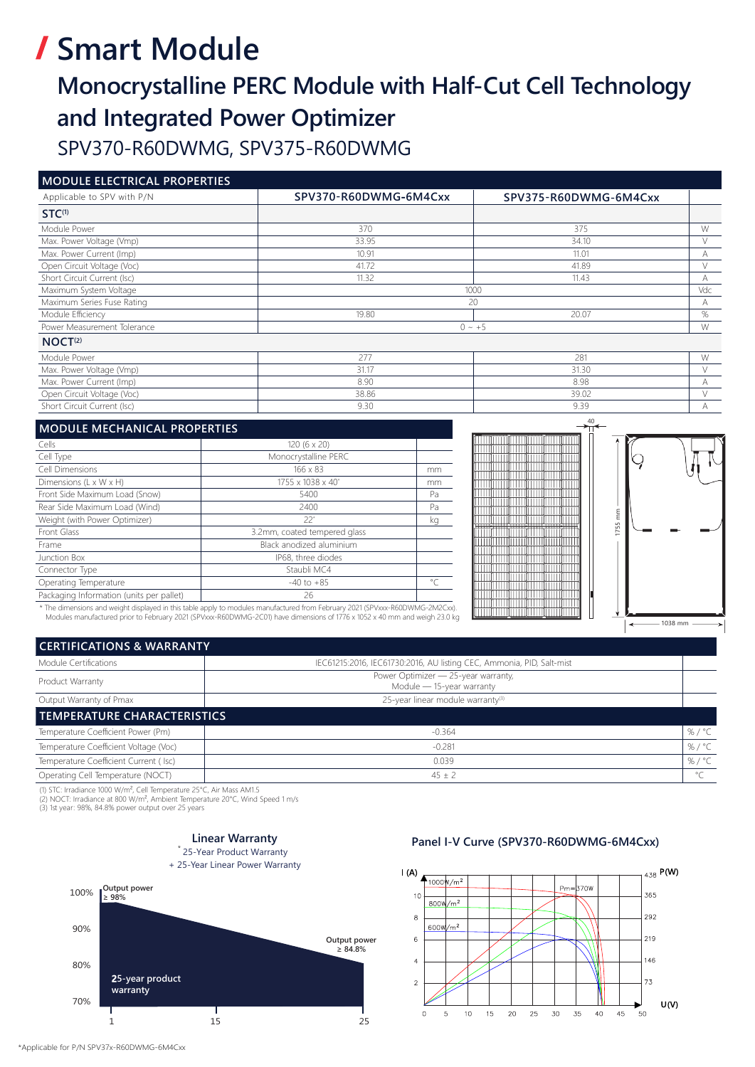# / Smart Module

## Monocrystalline PERC Module with Half-Cut Cell Technology and Integrated Power Optimizer

SPV370-R60DWMG, SPV375-R60DWMG

| MODULE ELECTRICAL PROPERTIES | | | |
|---|---|---|---|
| Applicable to SPV with P/N | SPV370-R60DWMG-6M4Cxx | SPV375-R60DWMG-6M4Cxx | |
| **STC[1]** | | | |
| Module Power | 370 | 375 | W |
| Max. Power Voltage (Vmp) | 33.95 | 34.10 | V |
| Max. Power Current (Imp) | 10.91 | 11.01 | A |
| Open Circuit Voltage (Voc) | 41.72 | 41.89 | V |
| Short Circuit Current (Isc) | 11.32 | 11.43 | A |
| Maximum System Voltage | 1000 | | Vdc |
| Maximum Series Fuse Rating | 20 | | A |
| Module Efficiency | 19.80 | 20.07 | % |
| Power Measurement Tolerance | 0 ~ +5 | | W |
| **NOCT[2]** | | | |
| Module Power | 277 | 281 | W |
| Max. Power Voltage (Vmp) | 31.17 | 31.30 | V |
| Max. Power Current (Imp) | 8.90 | 8.98 | A |
| Open Circuit Voltage (Voc) | 38.86 | 39.02 | V |
| Short Circuit Current (Isc) | 9.30 | 9.39 | A |

| MODULE MECHANICAL PROPERTIES | | |
|---|---|---|
| Cells | 120 (6 x 20) | |
| Cell Type | Monocrystalline PERC | |
| Cell Dimensions | 166 x 83 | mm |
| Dimensions (L x W x H) | 1755 x 1038 x 40* | mm |
| Front Side Maximum Load (Snow) | 5400 | Pa |
| Rear Side Maximum Load (Wind) | 2400 | Pa |
| Weight (with Power Optimizer) | 22* | kg |
| Front Glass | 3.2mm, coated tempered glass | |
| Frame | Black anodized aluminium | |
| Junction Box | IP68, three diodes | |
| Connector Type | Staubli MC4 | |
| Operating Temperature | -40 to +85 | °C |
| Packaging Information (units per pallet) | 26 | |

\* The dimensions and weight displayed in this table apply to modules manufactured from February 2021 (SPVxxx-R60DWMG-2M2Cxx). Modules manufactured prior to February 2021 (SPVxxx-R60DWMG-2C01) have dimensions of 1776 x 1052 x 40 mm and weigh 23.0 kg

40 | 1755 mm | 1038 mm

| CERTIFICATIONS & WARRANTY | | |
|---|---|---|
| Module Certifications | IEC61215:2016, IEC61730:2016, AU listing CEC, Ammonia, PID, Salt-mist | |
| Product Warranty | Power Optimizer — 25-year warranty, Module — 15-year warranty | |
| Output Warranty of Pmax | 25-year linear module warranty[3] | |
| **TEMPERATURE CHARACTERISTICS** | | |
| Temperature Coefficient Power (Pm) | -0.364 | % / °C |
| Temperature Coefficient Voltage (Voc) | -0.281 | % / °C |
| Temperature Coefficient Current ( Isc) | 0.039 | % / °C |
| Operating Cell Temperature (NOCT) | 45 ± 2 | °C |

(1) STC: Irradiance 1000 W/m², Cell Temperature 25°C, Air Mass AM1.5
(2) NOCT: Irradiance at 800 W/m², Ambient Temperature 20°C, Wind Speed 1 m/s
(3) 1st year: 98%, 84.8% power output over 25 years

### Linear Warranty

\* 25-Year Product Warranty
\+ 25-Year Linear Power Warranty

100% | 90% | 80% | 70%

Output power ≥ 98%

Output power ≥ 84.8%

25-year product warranty

1 | 15 | 25

### Panel I-V Curve (SPV370-R60DWMG-6M4Cxx)

I (A) | P(W) | U(V)

1000W/m² | 800W/m² | 600W/m² | Pm=370W

0 | 5 | 10 | 15 | 20 | 25 | 30 | 35 | 40 | 45 | 50

2 | 4 | 6 | 8 | 10

73 | 146 | 219 | 292 | 365 | 438

\*Applicable for P/N SPV37x-R60DWMG-6M4Cxx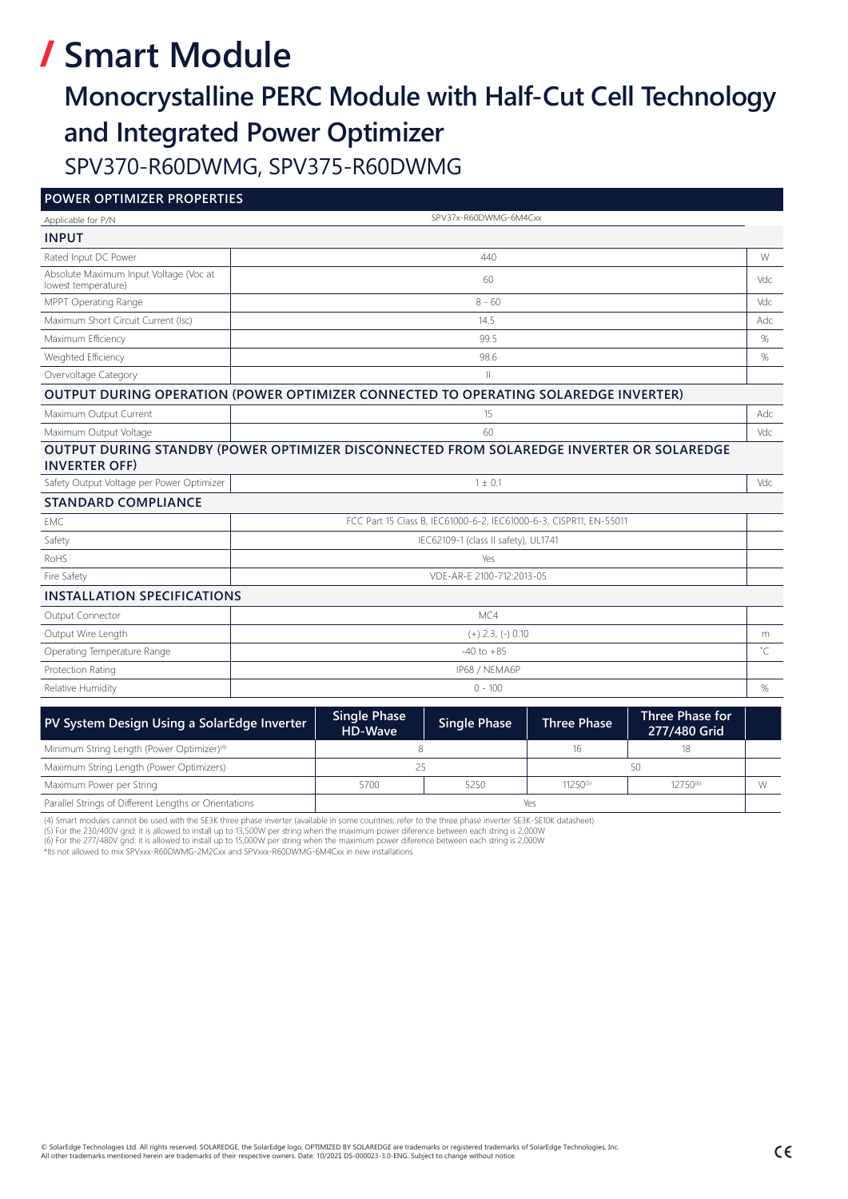# / Smart Module

## Monocrystalline PERC Module with Half-Cut Cell Technology and Integrated Power Optimizer

SPV370-R60DWMG, SPV375-R60DWMG

| POWER OPTIMIZER PROPERTIES | | |
|---|---|---|
| Applicable for P/N | SPV37x-R60DWMG-6M4Cxx | |
| **INPUT** | | |
| Rated Input DC Power | 440 | W |
| Absolute Maximum Input Voltage (Voc at lowest temperature) | 60 | Vdc |
| MPPT Operating Range | 8 - 60 | Vdc |
| Maximum Short Circuit Current (Isc) | 14.5 | Adc |
| Maximum Efficiency | 99.5 | % |
| Weighted Efficiency | 98.6 | % |
| Overvoltage Category | II | |
| **OUTPUT DURING OPERATION (POWER OPTIMIZER CONNECTED TO OPERATING SOLAREDGE INVERTER)** | | |
| Maximum Output Current | 15 | Adc |
| Maximum Output Voltage | 60 | Vdc |
| **OUTPUT DURING STANDBY (POWER OPTIMIZER DISCONNECTED FROM SOLAREDGE INVERTER OR SOLAREDGE INVERTER OFF)** | | |
| Safety Output Voltage per Power Optimizer | 1 ± 0.1 | Vdc |
| **STANDARD COMPLIANCE** | | |
| EMC | FCC Part 15 Class B, IEC61000-6-2, IEC61000-6-3, CISPR11, EN-55011 | |
| Safety | IEC62109-1 (class II safety), UL1741 | |
| RoHS | Yes | |
| Fire Safety | VDE-AR-E 2100-712:2013-05 | |
| **INSTALLATION SPECIFICATIONS** | | |
| Output Connector | MC4 | |
| Output Wire Length | (+) 2.3, (-) 0.10 | m |
| Operating Temperature Range | -40 to +85 | ˚C |
| Protection Rating | IP68 / NEMA6P | |
| Relative Humidity | 0 - 100 | % |

| PV System Design Using a SolarEdge Inverter | Single Phase HD-Wave | Single Phase | Three Phase | Three Phase for 277/480 Grid | |
|---|---|---|---|---|---|
| Minimum String Length (Power Optimizer)[4] | 8 | | 16 | 18 | |
| Maximum String Length (Power Optimizers) | 25 | | 50 | | |
| Maximum Power per String | 5700 | 5250 | 11250[5] | 12750[6] | W |
| Parallel Strings of Different Lengths or Orientations | Yes | | | | |

(4) Smart modules cannot be used with the SE3K three phase inverter (available in some countries; refer to the three phase inverter SE3K-SE10K datasheet)
(5) For the 230/400V grid: it is allowed to install up to 13,500W per string when the maximum power diference between each string is 2,000W
(6) For the 277/480V grid: it is allowed to install up to 15,000W per string when the maximum power diference between each string is 2,000W
*Its not allowed to mix SPVxxx-R60DWMG-2M2Cxx and SPVxxx-R60DWMG-6M4Cxx in new installations

© SolarEdge Technologies Ltd. All rights reserved. SOLAREDGE, the SolarEdge logo, OPTIMIZED BY SOLAREDGE are trademarks or registered trademarks of SolarEdge Technologies, Inc. All other trademarks mentioned herein are trademarks of their respective owners. Date: 10/2021 DS-000023-3.0-ENG. Subject to change without notice.